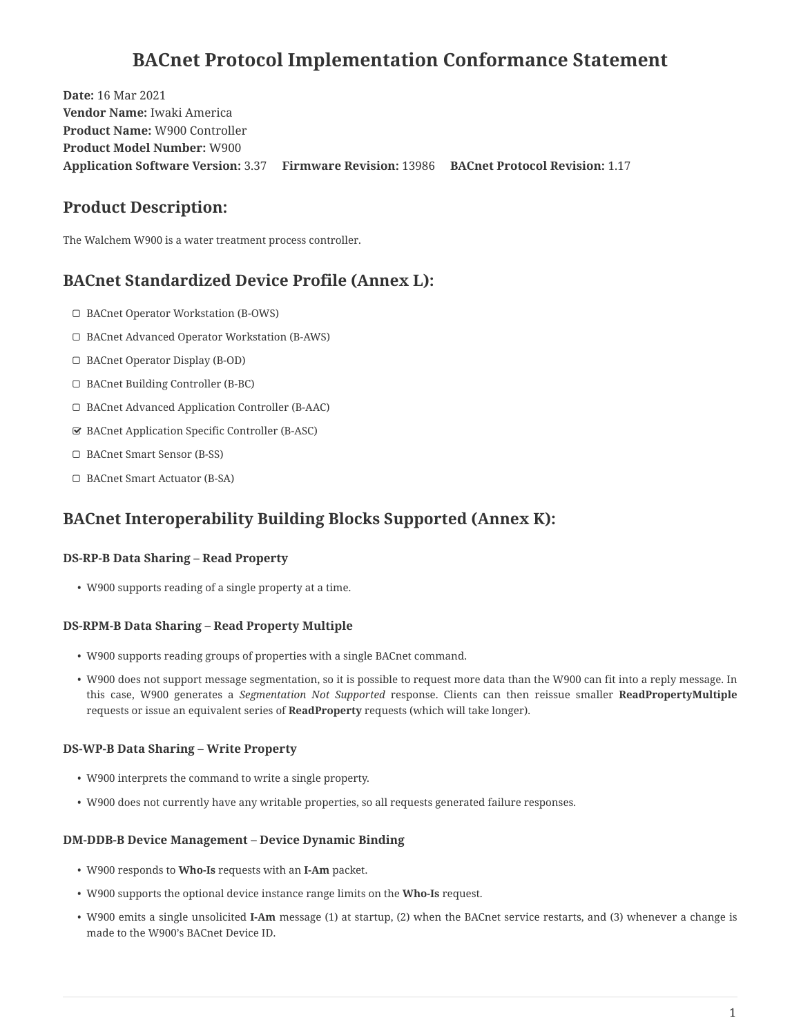# BACnet Protocol Implementation Conformance Statement

**Date:** 16 Mar 2021
**Vendor Name:** Iwaki America
**Product Name:** W900 Controller
**Product Model Number:** W900
**Application Software Version:** 3.37 **Firmware Revision:** 13986 **BACnet Protocol Revision:** 1.17

## Product Description:

The Walchem W900 is a water treatment process controller.

## BACnet Standardized Device Profile (Annex L):

- ☐ BACnet Operator Workstation (B-OWS)
- ☐ BACnet Advanced Operator Workstation (B-AWS)
- ☐ BACnet Operator Display (B-OD)
- ☐ BACnet Building Controller (B-BC)
- ☐ BACnet Advanced Application Controller (B-AAC)
- ☑ BACnet Application Specific Controller (B-ASC)
- ☐ BACnet Smart Sensor (B-SS)
- ☐ BACnet Smart Actuator (B-SA)

## BACnet Interoperability Building Blocks Supported (Annex K):

#### DS-RP-B Data Sharing – Read Property

- W900 supports reading of a single property at a time.

#### DS-RPM-B Data Sharing – Read Property Multiple

- W900 supports reading groups of properties with a single BACnet command.
- W900 does not support message segmentation, so it is possible to request more data than the W900 can fit into a reply message. In this case, W900 generates a *Segmentation Not Supported* response. Clients can then reissue smaller **ReadPropertyMultiple** requests or issue an equivalent series of **ReadProperty** requests (which will take longer).

#### DS-WP-B Data Sharing – Write Property

- W900 interprets the command to write a single property.
- W900 does not currently have any writable properties, so all requests generated failure responses.

#### DM-DDB-B Device Management – Device Dynamic Binding

- W900 responds to **Who-Is** requests with an **I-Am** packet.
- W900 supports the optional device instance range limits on the **Who-Is** request.
- W900 emits a single unsolicited **I-Am** message (1) at startup, (2) when the BACnet service restarts, and (3) whenever a change is made to the W900's BACnet Device ID.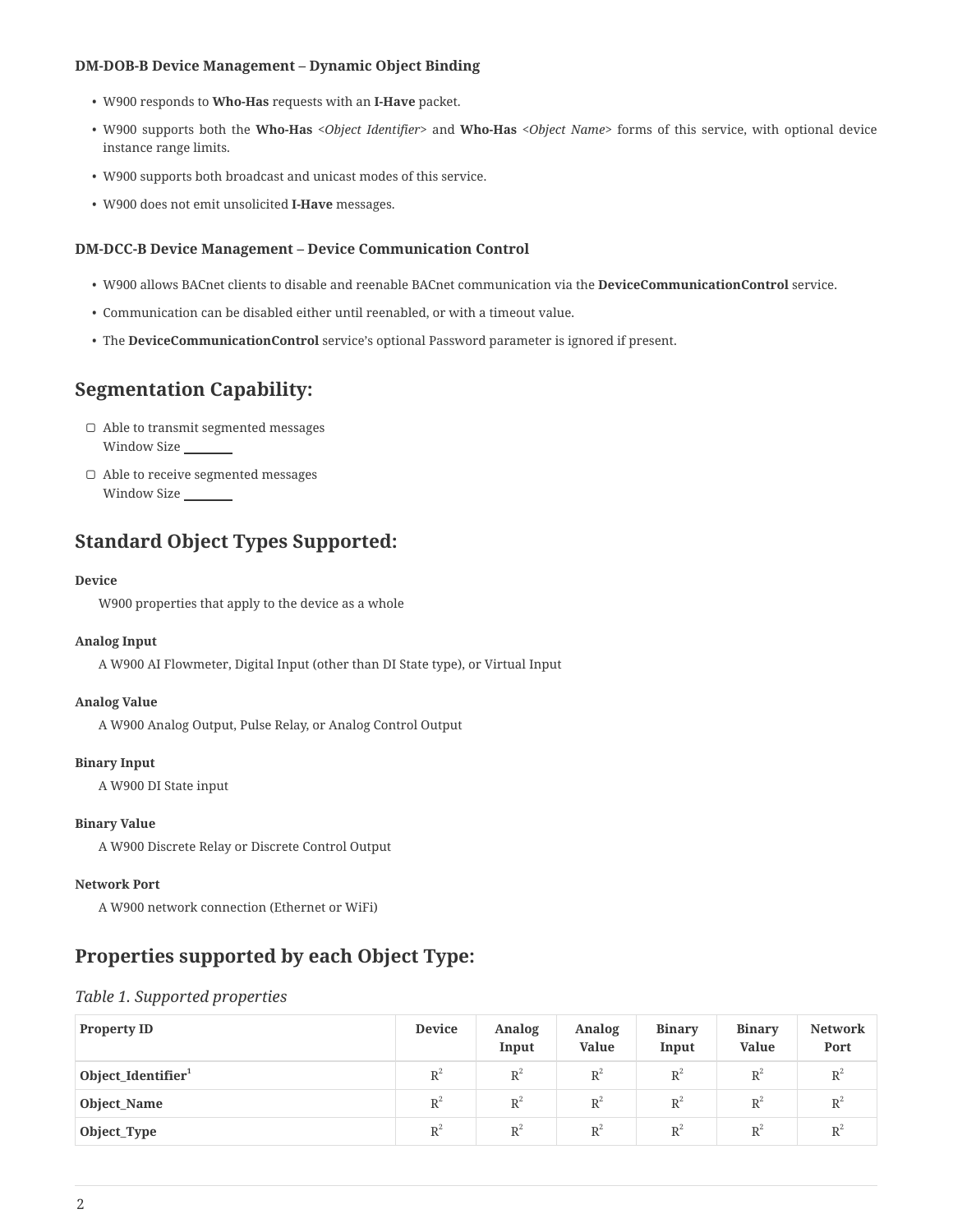#### DM-DOB-B Device Management – Dynamic Object Binding

- W900 responds to **Who-Has** requests with an **I-Have** packet.
- W900 supports both the **Who-Has** *<Object Identifier>* and **Who-Has** *<Object Name>* forms of this service, with optional device instance range limits.
- W900 supports both broadcast and unicast modes of this service.
- W900 does not emit unsolicited **I-Have** messages.

#### DM-DCC-B Device Management – Device Communication Control

- W900 allows BACnet clients to disable and reenable BACnet communication via the **DeviceCommunicationControl** service.
- Communication can be disabled either until reenabled, or with a timeout value.
- The **DeviceCommunicationControl** service's optional Password parameter is ignored if present.

## Segmentation Capability:

- ▢ Able to transmit segmented messages
  Window Size ______
- ▢ Able to receive segmented messages
  Window Size ______

## Standard Object Types Supported:

**Device**

W900 properties that apply to the device as a whole

**Analog Input**

A W900 AI Flowmeter, Digital Input (other than DI State type), or Virtual Input

**Analog Value**

A W900 Analog Output, Pulse Relay, or Analog Control Output

**Binary Input**

A W900 DI State input

**Binary Value**

A W900 Discrete Relay or Discrete Control Output

**Network Port**

A W900 network connection (Ethernet or WiFi)

## Properties supported by each Object Type:

*Table 1. Supported properties*

| Property ID | Device | Analog Input | Analog Value | Binary Input | Binary Value | Network Port |
|---|---|---|---|---|---|---|
| **Object_Identifier**[1] | R[2] | R[2] | R[2] | R[2] | R[2] | R[2] |
| **Object_Name** | R[2] | R[2] | R[2] | R[2] | R[2] | R[2] |
| **Object_Type** | R[2] | R[2] | R[2] | R[2] | R[2] | R[2] |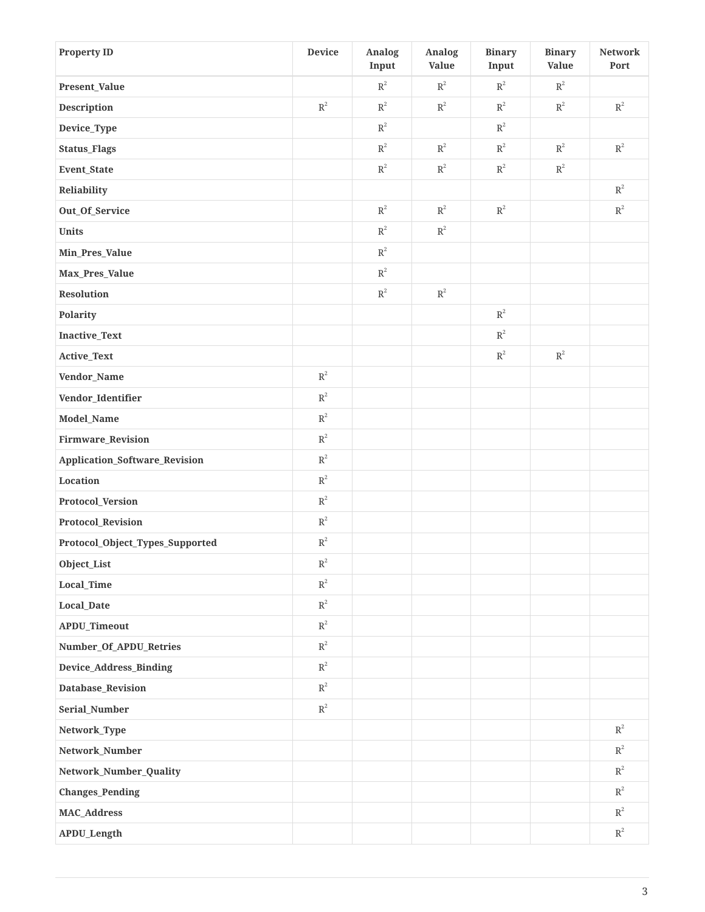| Property ID | Device | Analog Input | Analog Value | Binary Input | Binary Value | Network Port |
|---|---|---|---|---|---|---|
| **Present_Value** | | $R^2$ | $R^2$ | $R^2$ | $R^2$ | |
| **Description** | $R^2$ | $R^2$ | $R^2$ | $R^2$ | $R^2$ | $R^2$ |
| **Device_Type** | | $R^2$ | | $R^2$ | | |
| **Status_Flags** | | $R^2$ | $R^2$ | $R^2$ | $R^2$ | $R^2$ |
| **Event_State** | | $R^2$ | $R^2$ | $R^2$ | $R^2$ | |
| **Reliability** | | | | | | $R^2$ |
| **Out_Of_Service** | | $R^2$ | $R^2$ | $R^2$ | | $R^2$ |
| **Units** | | $R^2$ | $R^2$ | | | |
| **Min_Pres_Value** | | $R^2$ | | | | |
| **Max_Pres_Value** | | $R^2$ | | | | |
| **Resolution** | | $R^2$ | $R^2$ | | | |
| **Polarity** | | | | $R^2$ | | |
| **Inactive_Text** | | | | $R^2$ | | |
| **Active_Text** | | | | $R^2$ | $R^2$ | |
| **Vendor_Name** | $R^2$ | | | | | |
| **Vendor_Identifier** | $R^2$ | | | | | |
| **Model_Name** | $R^2$ | | | | | |
| **Firmware_Revision** | $R^2$ | | | | | |
| **Application_Software_Revision** | $R^2$ | | | | | |
| **Location** | $R^2$ | | | | | |
| **Protocol_Version** | $R^2$ | | | | | |
| **Protocol_Revision** | $R^2$ | | | | | |
| **Protocol_Object_Types_Supported** | $R^2$ | | | | | |
| **Object_List** | $R^2$ | | | | | |
| **Local_Time** | $R^2$ | | | | | |
| **Local_Date** | $R^2$ | | | | | |
| **APDU_Timeout** | $R^2$ | | | | | |
| **Number_Of_APDU_Retries** | $R^2$ | | | | | |
| **Device_Address_Binding** | $R^2$ | | | | | |
| **Database_Revision** | $R^2$ | | | | | |
| **Serial_Number** | $R^2$ | | | | | |
| **Network_Type** | | | | | | $R^2$ |
| **Network_Number** | | | | | | $R^2$ |
| **Network_Number_Quality** | | | | | | $R^2$ |
| **Changes_Pending** | | | | | | $R^2$ |
| **MAC_Address** | | | | | | $R^2$ |
| **APDU_Length** | | | | | | $R^2$ |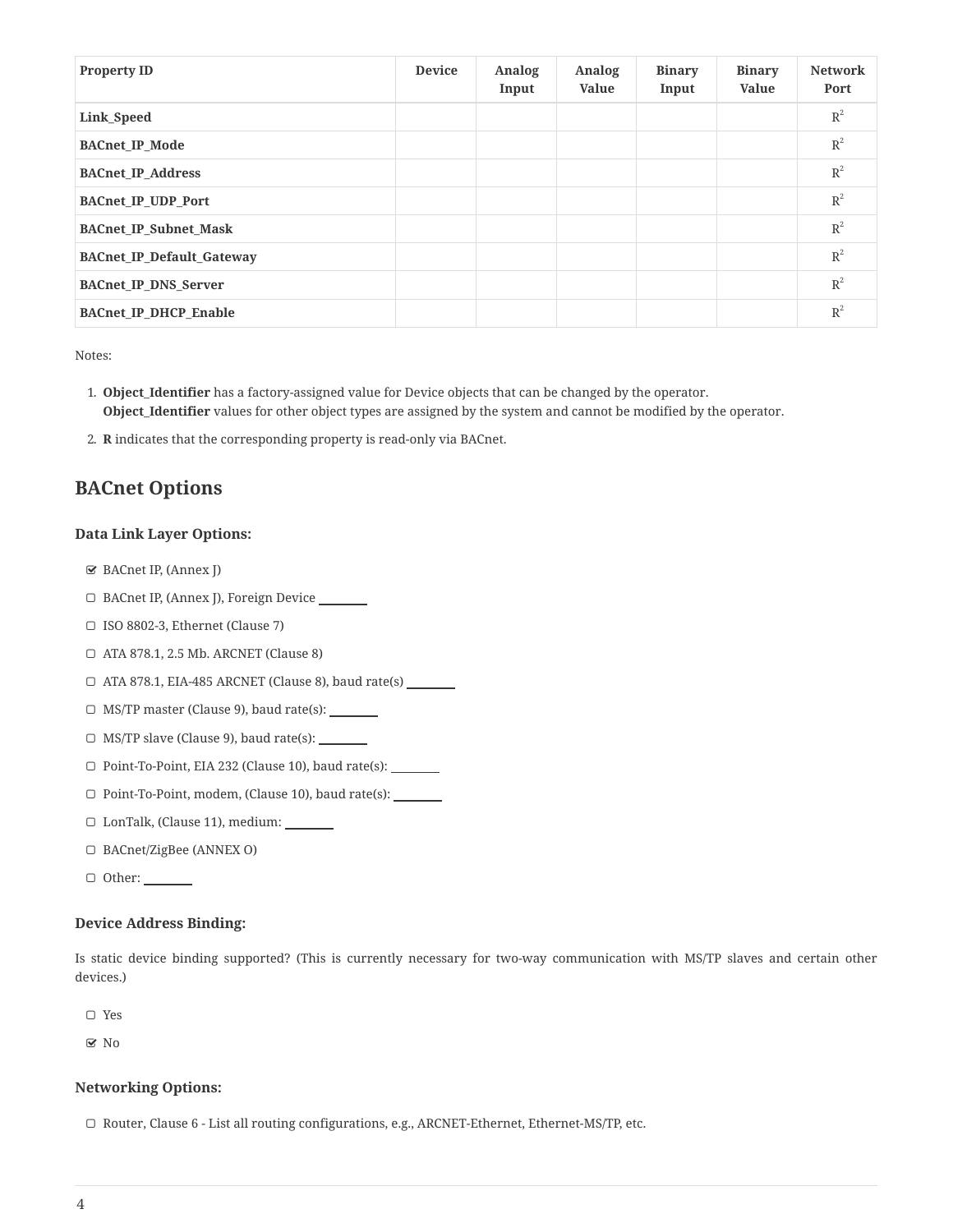| Property ID | Device | Analog Input | Analog Value | Binary Input | Binary Value | Network Port |
|---|---|---|---|---|---|---|
| **Link_Speed** | | | | | | R[2] |
| **BACnet_IP_Mode** | | | | | | R[2] |
| **BACnet_IP_Address** | | | | | | R[2] |
| **BACnet_IP_UDP_Port** | | | | | | R[2] |
| **BACnet_IP_Subnet_Mask** | | | | | | R[2] |
| **BACnet_IP_Default_Gateway** | | | | | | R[2] |
| **BACnet_IP_DNS_Server** | | | | | | R[2] |
| **BACnet_IP_DHCP_Enable** | | | | | | R[2] |

Notes:

1. **Object_Identifier** has a factory-assigned value for Device objects that can be changed by the operator. **Object_Identifier** values for other object types are assigned by the system and cannot be modified by the operator.
2. **R** indicates that the corresponding property is read-only via BACnet.

## BACnet Options

### Data Link Layer Options:

- [x] BACnet IP, (Annex J)
- [ ] BACnet IP, (Annex J), Foreign Device ________
- [ ] ISO 8802-3, Ethernet (Clause 7)
- [ ] ATA 878.1, 2.5 Mb. ARCNET (Clause 8)
- [ ] ATA 878.1, EIA-485 ARCNET (Clause 8), baud rate(s) ________
- [ ] MS/TP master (Clause 9), baud rate(s): ________
- [ ] MS/TP slave (Clause 9), baud rate(s): ________
- [ ] Point-To-Point, EIA 232 (Clause 10), baud rate(s): ________
- [ ] Point-To-Point, modem, (Clause 10), baud rate(s): ________
- [ ] LonTalk, (Clause 11), medium: ________
- [ ] BACnet/ZigBee (ANNEX O)
- [ ] Other: ________

### Device Address Binding:

Is static device binding supported? (This is currently necessary for two-way communication with MS/TP slaves and certain other devices.)

- [ ] Yes
- [x] No

### Networking Options:

- [ ] Router, Clause 6 - List all routing configurations, e.g., ARCNET-Ethernet, Ethernet-MS/TP, etc.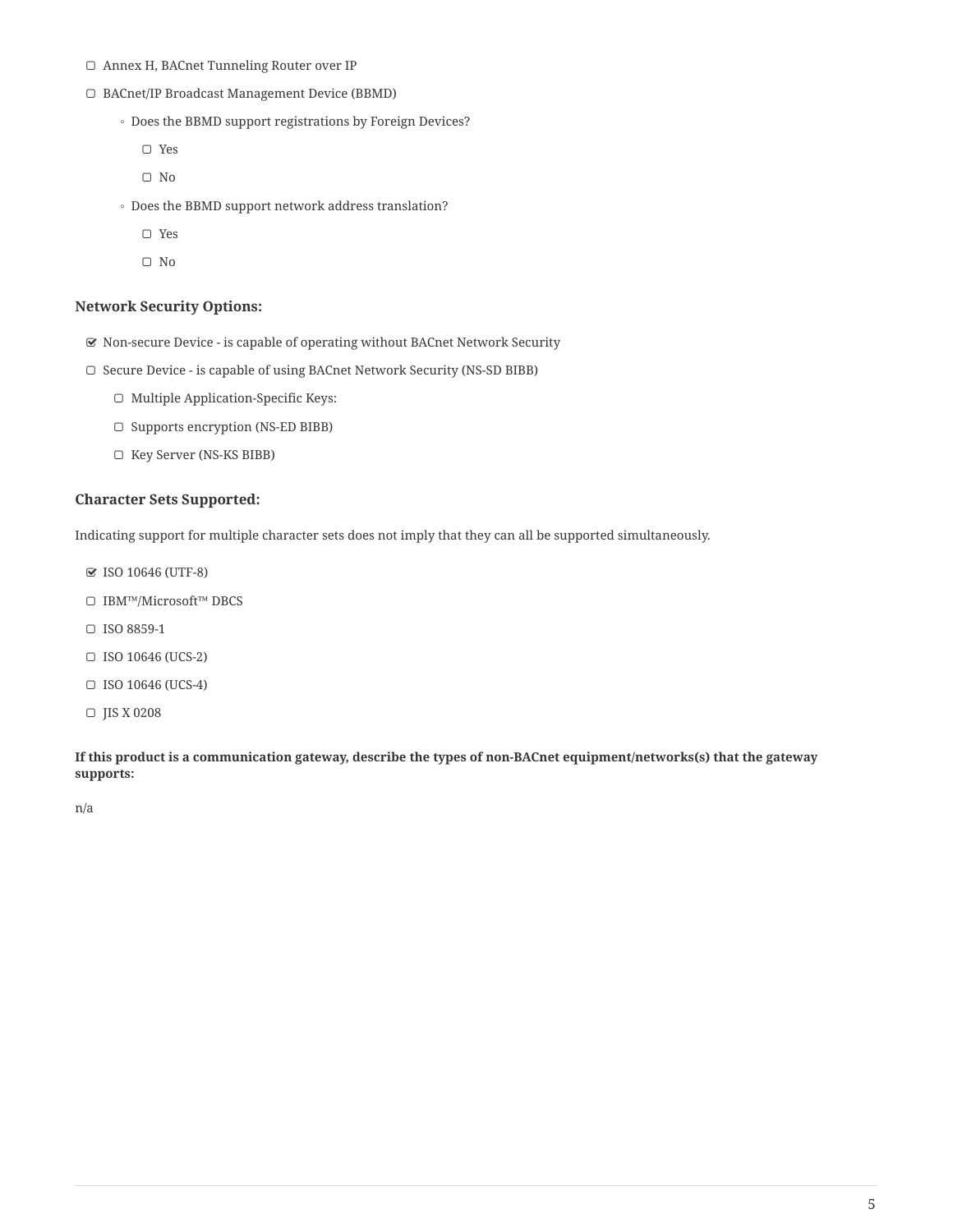- [ ] Annex H, BACnet Tunneling Router over IP
- [ ] BACnet/IP Broadcast Management Device (BBMD)
    - Does the BBMD support registrations by Foreign Devices?
        - [ ] Yes
        - [ ] No
    - Does the BBMD support network address translation?
        - [ ] Yes
        - [ ] No

### Network Security Options:

- [x] Non-secure Device - is capable of operating without BACnet Network Security
- [ ] Secure Device - is capable of using BACnet Network Security (NS-SD BIBB)
    - [ ] Multiple Application-Specific Keys:
    - [ ] Supports encryption (NS-ED BIBB)
    - [ ] Key Server (NS-KS BIBB)

### Character Sets Supported:

Indicating support for multiple character sets does not imply that they can all be supported simultaneously.

- [x] ISO 10646 (UTF-8)
- [ ] IBM™/Microsoft™ DBCS
- [ ] ISO 8859-1
- [ ] ISO 10646 (UCS-2)
- [ ] ISO 10646 (UCS-4)
- [ ] JIS X 0208

#### If this product is a communication gateway, describe the types of non-BACnet equipment/networks(s) that the gateway supports:

n/a